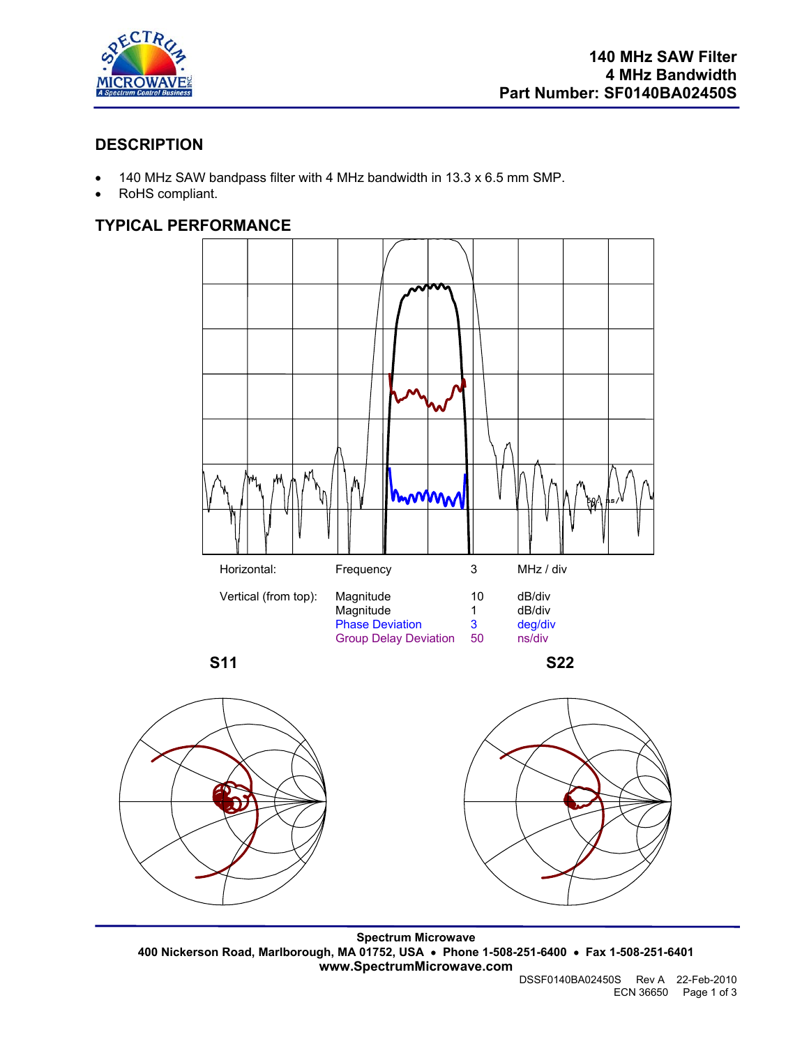# 140 MHz SAW Filter
# 4 MHz Bandwidth
# Part Number: SF0140BA02450S

## DESCRIPTION

- 140 MHz SAW bandpass filter with 4 MHz bandwidth in 13.3 x 6.5 mm SMP.
- RoHS compliant.

## TYPICAL PERFORMANCE

| | | | |
|---|---|---|---|
| Horizontal: | Frequency | 3 | MHz / div |
| Vertical (from top): | Magnitude | 10 | dB/div |
| | Magnitude | 1 | dB/div |
| | Phase Deviation | 3 | deg/div |
| | Group Delay Deviation | 50 | ns/div |

**S11**

**S22**

---

**Spectrum Microwave**
**400 Nickerson Road, Marlborough, MA 01752, USA • Phone 1-508-251-6400 • Fax 1-508-251-6401**
**www.SpectrumMicrowave.com**

DSSF0140BA02450S Rev A 22-Feb-2010
ECN 36650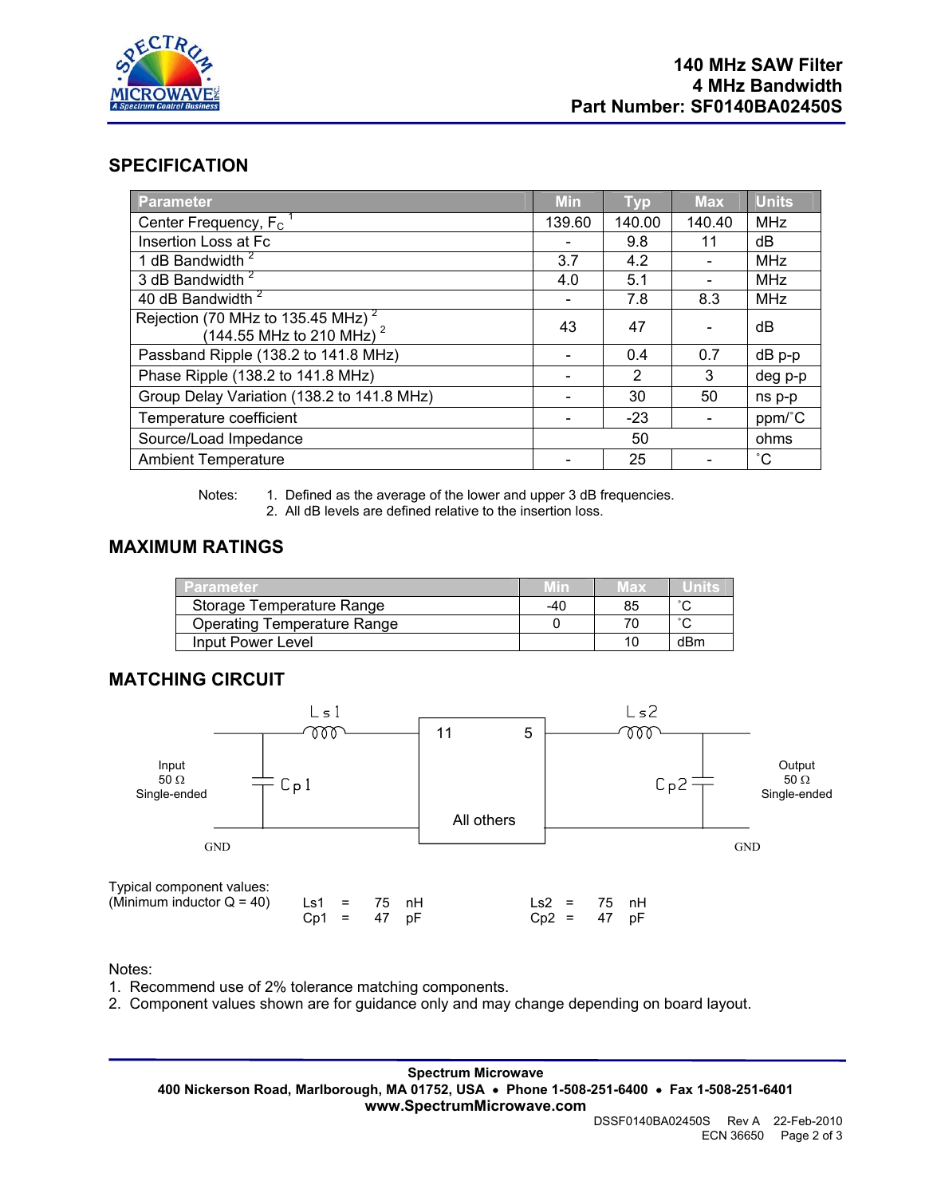**140 MHz SAW Filter**
**4 MHz Bandwidth**
**Part Number: SF0140BA02450S**

## SPECIFICATION

| Parameter | Min | Typ | Max | Units |
|---|---|---|---|---|
| Center Frequency, $F_C$ [1] | 139.60 | 140.00 | 140.40 | MHz |
| Insertion Loss at Fc | - | 9.8 | 11 | dB |
| 1 dB Bandwidth [2] | 3.7 | 4.2 | - | MHz |
| 3 dB Bandwidth [2] | 4.0 | 5.1 | - | MHz |
| 40 dB Bandwidth [2] | - | 7.8 | 8.3 | MHz |
| Rejection (70 MHz to 135.45 MHz) [2] (144.55 MHz to 210 MHz) [2] | 43 | 47 | - | dB |
| Passband Ripple (138.2 to 141.8 MHz) | - | 0.4 | 0.7 | dB p-p |
| Phase Ripple (138.2 to 141.8 MHz) | - | 2 | 3 | deg p-p |
| Group Delay Variation (138.2 to 141.8 MHz) | - | 30 | 50 | ns p-p |
| Temperature coefficient | - | -23 | - | ppm/˚C |
| Source/Load Impedance | | 50 | | ohms |
| Ambient Temperature | - | 25 | - | ˚C |

Notes:
1. Defined as the average of the lower and upper 3 dB frequencies.
2. All dB levels are defined relative to the insertion loss.

## MAXIMUM RATINGS

| Parameter | Min | Max | Units |
|---|---|---|---|
| Storage Temperature Range | -40 | 85 | ˚C |
| Operating Temperature Range | 0 | 70 | ˚C |
| Input Power Level | | 10 | dBm |

## MATCHING CIRCUIT

Input 50 Ω Single-ended — Cp1, Ls1 — pin 11 [All others: GND] pin 5 — Ls2, Cp2 — Output 50 Ω Single-ended

Typical component values:
(Minimum inductor Q = 40)

| | | | | | | | |
|---|---|---|---|---|---|---|---|
| Ls1 = | 75 | nH | | Ls2 = | 75 | nH |
| Cp1 = | 47 | pF | | Cp2 = | 47 | pF |

Notes:
1. Recommend use of 2% tolerance matching components.
2. Component values shown are for guidance only and may change depending on board layout.

**Spectrum Microwave**
**400 Nickerson Road, Marlborough, MA 01752, USA • Phone 1-508-251-6400 • Fax 1-508-251-6401**
**www.SpectrumMicrowave.com**

DSSF0140BA02450S Rev A 22-Feb-2010
ECN 36650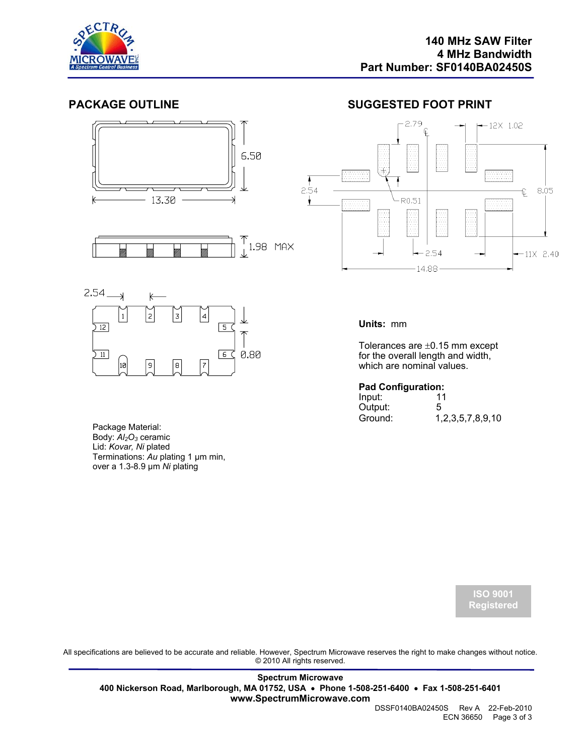**140 MHz SAW Filter**
**4 MHz Bandwidth**
**Part Number: SF0140BA02450S**

## PACKAGE OUTLINE

6.50

13.30

1.98 MAX

2.54

0.80

1 2 3 4 5 6 7 8 9 10 11 12

## SUGGESTED FOOT PRINT

2.79

12X 1.02

2.54

8.05

R0.51

2.54

11X 2.40

14.88

**Units:** mm

Tolerances are ±0.15 mm except for the overall length and width, which are nominal values.

**Pad Configuration:**

| | |
|---|---|
| Input: | 11 |
| Output: | 5 |
| Ground: | 1,2,3,5,7,8,9,10 |

Package Material:
Body: $Al_2O_3$ ceramic
Lid: *Kovar, Ni* plated
Terminations: *Au* plating 1 µm min, over a 1.3-8.9 µm *Ni* plating

ISO 9001 Registered

All specifications are believed to be accurate and reliable. However, Spectrum Microwave reserves the right to make changes without notice. © 2010 All rights reserved.

**Spectrum Microwave**
**400 Nickerson Road, Marlborough, MA 01752, USA • Phone 1-508-251-6400 • Fax 1-508-251-6401**
**www.SpectrumMicrowave.com**

DSSF0140BA02450S Rev A 22-Feb-2010
ECN 36650